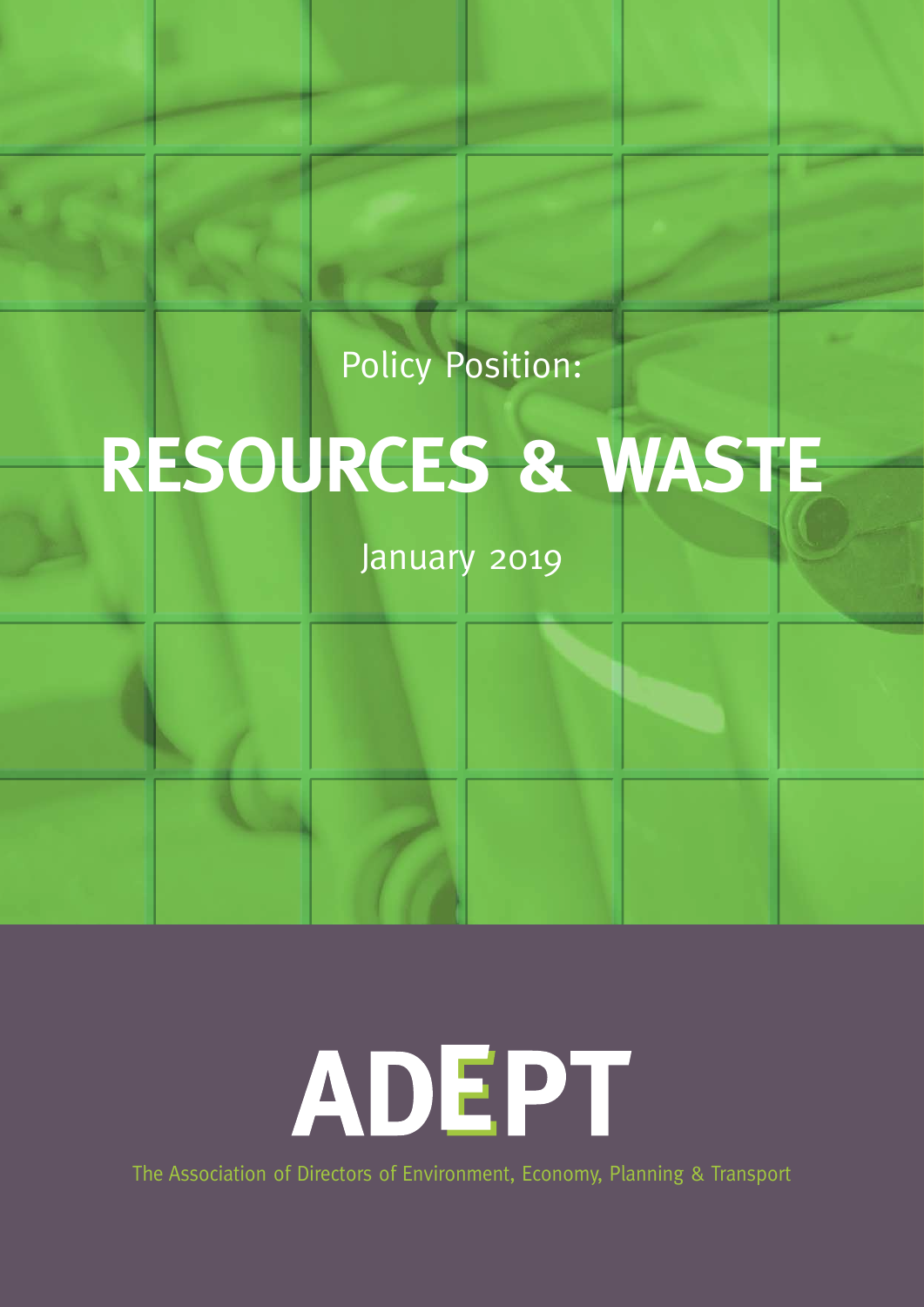Policy Position:

# RESOURCES & WASTE

January 2019

**ADEPT**

The Association of Directors of Environment, Economy, Planning & Transport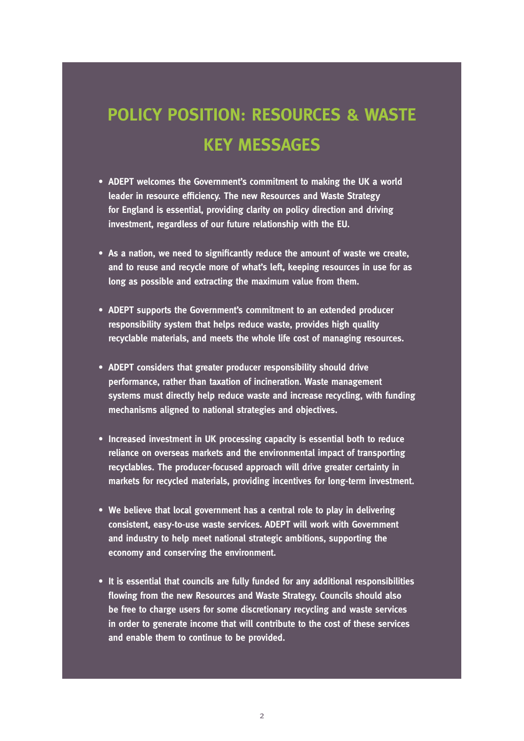# POLICY POSITION: RESOURCES & WASTE KEY MESSAGES

- **ADEPT welcomes the Government's commitment to making the UK a world leader in resource efficiency. The new Resources and Waste Strategy for England is essential, providing clarity on policy direction and driving investment, regardless of our future relationship with the EU.**

- **As a nation, we need to significantly reduce the amount of waste we create, and to reuse and recycle more of what's left, keeping resources in use for as long as possible and extracting the maximum value from them.**

- **ADEPT supports the Government's commitment to an extended producer responsibility system that helps reduce waste, provides high quality recyclable materials, and meets the whole life cost of managing resources.**

- **ADEPT considers that greater producer responsibility should drive performance, rather than taxation of incineration. Waste management systems must directly help reduce waste and increase recycling, with funding mechanisms aligned to national strategies and objectives.**

- **Increased investment in UK processing capacity is essential both to reduce reliance on overseas markets and the environmental impact of transporting recyclables. The producer-focused approach will drive greater certainty in markets for recycled materials, providing incentives for long-term investment.**

- **We believe that local government has a central role to play in delivering consistent, easy-to-use waste services. ADEPT will work with Government and industry to help meet national strategic ambitions, supporting the economy and conserving the environment.**

- **It is essential that councils are fully funded for any additional responsibilities flowing from the new Resources and Waste Strategy. Councils should also be free to charge users for some discretionary recycling and waste services in order to generate income that will contribute to the cost of these services and enable them to continue to be provided.**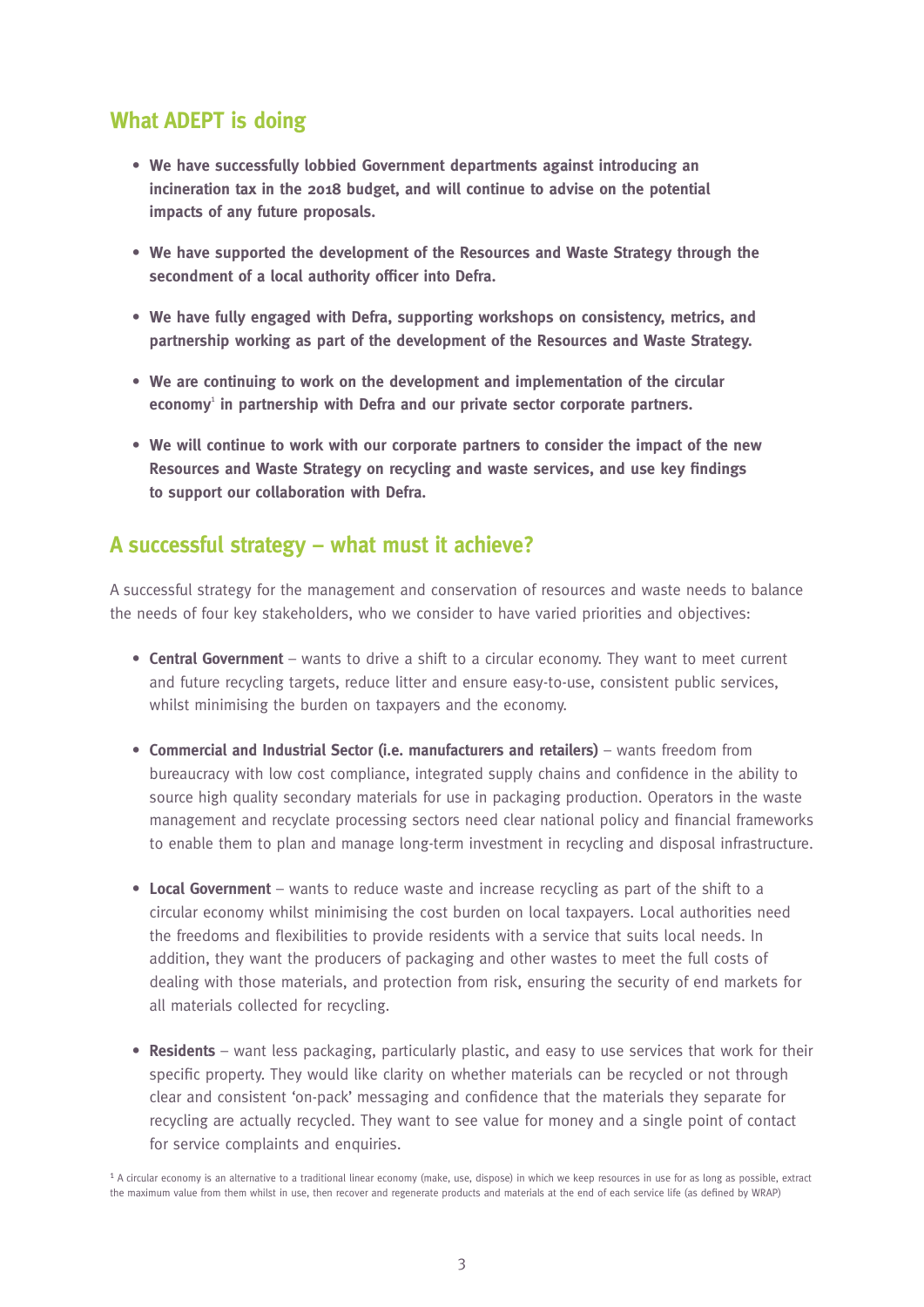## What ADEPT is doing

- **We have successfully lobbied Government departments against introducing an incineration tax in the 2018 budget, and will continue to advise on the potential impacts of any future proposals.**
- **We have supported the development of the Resources and Waste Strategy through the secondment of a local authority officer into Defra.**
- **We have fully engaged with Defra, supporting workshops on consistency, metrics, and partnership working as part of the development of the Resources and Waste Strategy.**
- **We are continuing to work on the development and implementation of the circular economy[1] in partnership with Defra and our private sector corporate partners.**
- **We will continue to work with our corporate partners to consider the impact of the new Resources and Waste Strategy on recycling and waste services, and use key findings to support our collaboration with Defra.**

## A successful strategy – what must it achieve?

A successful strategy for the management and conservation of resources and waste needs to balance the needs of four key stakeholders, who we consider to have varied priorities and objectives:

- **Central Government** – wants to drive a shift to a circular economy. They want to meet current and future recycling targets, reduce litter and ensure easy-to-use, consistent public services, whilst minimising the burden on taxpayers and the economy.
- **Commercial and Industrial Sector (i.e. manufacturers and retailers)** – wants freedom from bureaucracy with low cost compliance, integrated supply chains and confidence in the ability to source high quality secondary materials for use in packaging production. Operators in the waste management and recyclate processing sectors need clear national policy and financial frameworks to enable them to plan and manage long-term investment in recycling and disposal infrastructure.
- **Local Government** – wants to reduce waste and increase recycling as part of the shift to a circular economy whilst minimising the cost burden on local taxpayers. Local authorities need the freedoms and flexibilities to provide residents with a service that suits local needs. In addition, they want the producers of packaging and other wastes to meet the full costs of dealing with those materials, and protection from risk, ensuring the security of end markets for all materials collected for recycling.
- **Residents** – want less packaging, particularly plastic, and easy to use services that work for their specific property. They would like clarity on whether materials can be recycled or not through clear and consistent 'on-pack' messaging and confidence that the materials they separate for recycling are actually recycled. They want to see value for money and a single point of contact for service complaints and enquiries.

[1] A circular economy is an alternative to a traditional linear economy (make, use, dispose) in which we keep resources in use for as long as possible, extract the maximum value from them whilst in use, then recover and regenerate products and materials at the end of each service life (as defined by WRAP)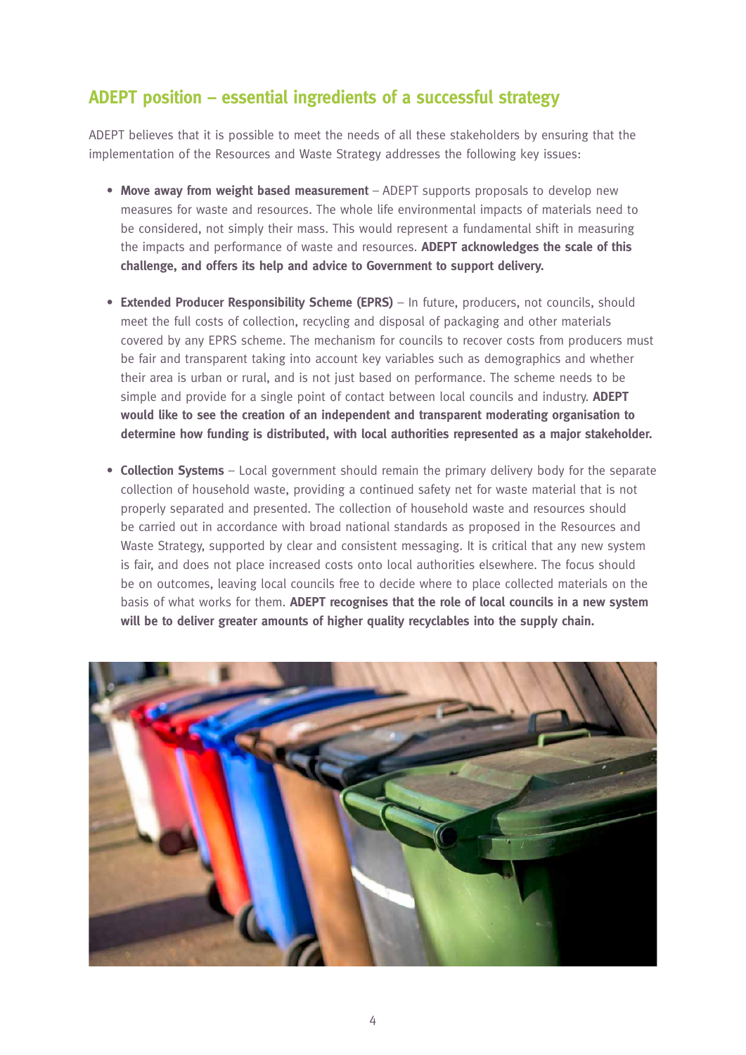## ADEPT position – essential ingredients of a successful strategy

ADEPT believes that it is possible to meet the needs of all these stakeholders by ensuring that the implementation of the Resources and Waste Strategy addresses the following key issues:

- **Move away from weight based measurement** – ADEPT supports proposals to develop new measures for waste and resources. The whole life environmental impacts of materials need to be considered, not simply their mass. This would represent a fundamental shift in measuring the impacts and performance of waste and resources. **ADEPT acknowledges the scale of this challenge, and offers its help and advice to Government to support delivery.**

- **Extended Producer Responsibility Scheme (EPRS)** – In future, producers, not councils, should meet the full costs of collection, recycling and disposal of packaging and other materials covered by any EPRS scheme. The mechanism for councils to recover costs from producers must be fair and transparent taking into account key variables such as demographics and whether their area is urban or rural, and is not just based on performance. The scheme needs to be simple and provide for a single point of contact between local councils and industry. **ADEPT would like to see the creation of an independent and transparent moderating organisation to determine how funding is distributed, with local authorities represented as a major stakeholder.**

- **Collection Systems** – Local government should remain the primary delivery body for the separate collection of household waste, providing a continued safety net for waste material that is not properly separated and presented. The collection of household waste and resources should be carried out in accordance with broad national standards as proposed in the Resources and Waste Strategy, supported by clear and consistent messaging. It is critical that any new system is fair, and does not place increased costs onto local authorities elsewhere. The focus should be on outcomes, leaving local councils free to decide where to place collected materials on the basis of what works for them. **ADEPT recognises that the role of local councils in a new system will be to deliver greater amounts of higher quality recyclables into the supply chain.**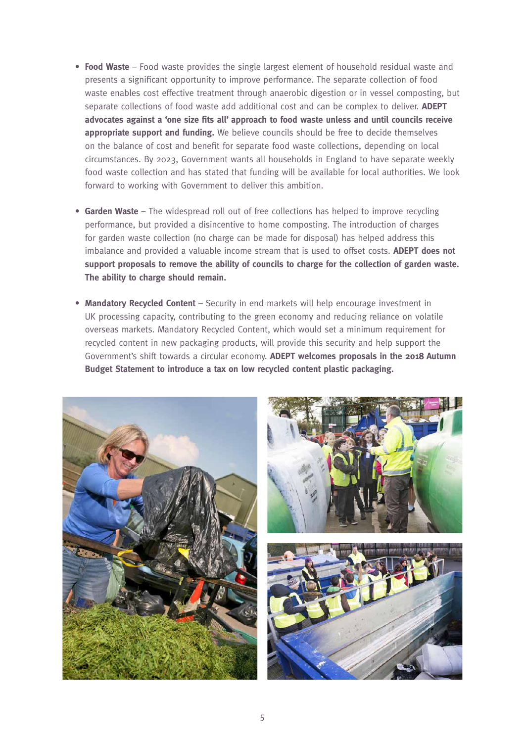- **Food Waste** – Food waste provides the single largest element of household residual waste and presents a significant opportunity to improve performance. The separate collection of food waste enables cost effective treatment through anaerobic digestion or in vessel composting, but separate collections of food waste add additional cost and can be complex to deliver. **ADEPT advocates against a 'one size fits all' approach to food waste unless and until councils receive appropriate support and funding.** We believe councils should be free to decide themselves on the balance of cost and benefit for separate food waste collections, depending on local circumstances. By 2023, Government wants all households in England to have separate weekly food waste collection and has stated that funding will be available for local authorities. We look forward to working with Government to deliver this ambition.

- **Garden Waste** – The widespread roll out of free collections has helped to improve recycling performance, but provided a disincentive to home composting. The introduction of charges for garden waste collection (no charge can be made for disposal) has helped address this imbalance and provided a valuable income stream that is used to offset costs. **ADEPT does not support proposals to remove the ability of councils to charge for the collection of garden waste. The ability to charge should remain.**

- **Mandatory Recycled Content** – Security in end markets will help encourage investment in UK processing capacity, contributing to the green economy and reducing reliance on volatile overseas markets. Mandatory Recycled Content, which would set a minimum requirement for recycled content in new packaging products, will provide this security and help support the Government's shift towards a circular economy. **ADEPT welcomes proposals in the 2018 Autumn Budget Statement to introduce a tax on low recycled content plastic packaging.**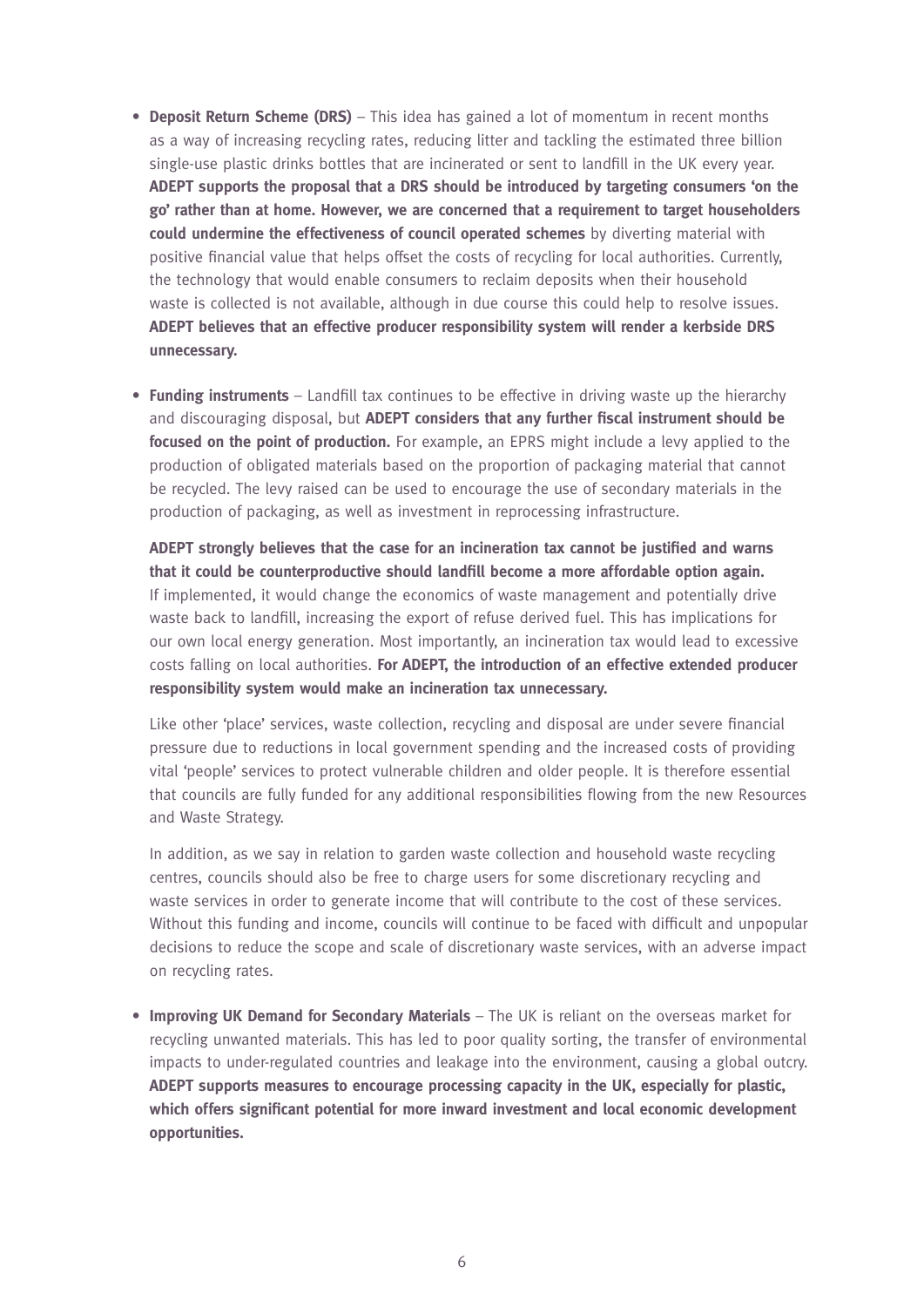- **Deposit Return Scheme (DRS)** – This idea has gained a lot of momentum in recent months as a way of increasing recycling rates, reducing litter and tackling the estimated three billion single-use plastic drinks bottles that are incinerated or sent to landfill in the UK every year. **ADEPT supports the proposal that a DRS should be introduced by targeting consumers 'on the go' rather than at home. However, we are concerned that a requirement to target householders could undermine the effectiveness of council operated schemes** by diverting material with positive financial value that helps offset the costs of recycling for local authorities. Currently, the technology that would enable consumers to reclaim deposits when their household waste is collected is not available, although in due course this could help to resolve issues. **ADEPT believes that an effective producer responsibility system will render a kerbside DRS unnecessary.**

- **Funding instruments** – Landfill tax continues to be effective in driving waste up the hierarchy and discouraging disposal, but **ADEPT considers that any further fiscal instrument should be focused on the point of production.** For example, an EPRS might include a levy applied to the production of obligated materials based on the proportion of packaging material that cannot be recycled. The levy raised can be used to encourage the use of secondary materials in the production of packaging, as well as investment in reprocessing infrastructure.

  **ADEPT strongly believes that the case for an incineration tax cannot be justified and warns that it could be counterproductive should landfill become a more affordable option again.** If implemented, it would change the economics of waste management and potentially drive waste back to landfill, increasing the export of refuse derived fuel. This has implications for our own local energy generation. Most importantly, an incineration tax would lead to excessive costs falling on local authorities. **For ADEPT, the introduction of an effective extended producer responsibility system would make an incineration tax unnecessary.**

  Like other 'place' services, waste collection, recycling and disposal are under severe financial pressure due to reductions in local government spending and the increased costs of providing vital 'people' services to protect vulnerable children and older people. It is therefore essential that councils are fully funded for any additional responsibilities flowing from the new Resources and Waste Strategy.

  In addition, as we say in relation to garden waste collection and household waste recycling centres, councils should also be free to charge users for some discretionary recycling and waste services in order to generate income that will contribute to the cost of these services. Without this funding and income, councils will continue to be faced with difficult and unpopular decisions to reduce the scope and scale of discretionary waste services, with an adverse impact on recycling rates.

- **Improving UK Demand for Secondary Materials** – The UK is reliant on the overseas market for recycling unwanted materials. This has led to poor quality sorting, the transfer of environmental impacts to under-regulated countries and leakage into the environment, causing a global outcry. **ADEPT supports measures to encourage processing capacity in the UK, especially for plastic, which offers significant potential for more inward investment and local economic development opportunities.**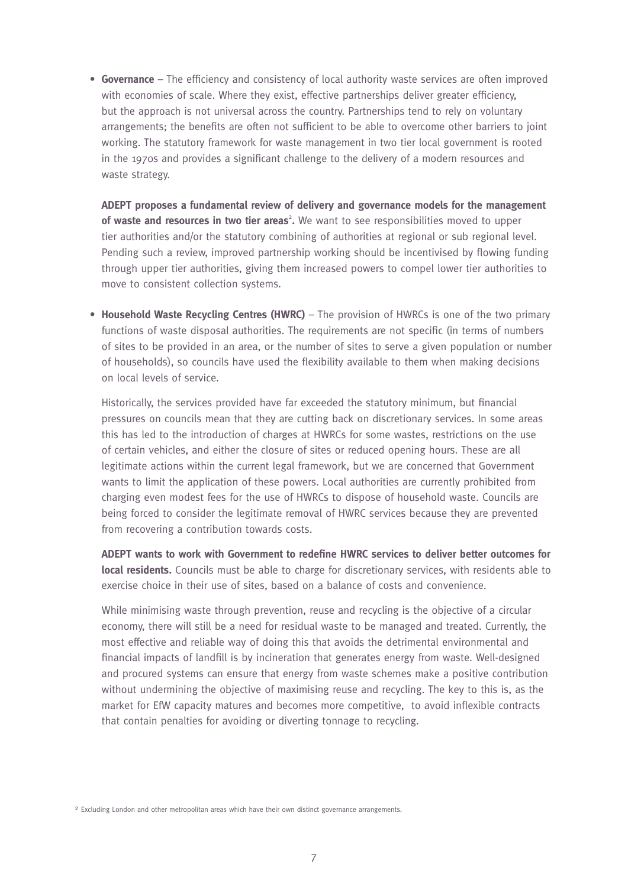- **Governance** – The efficiency and consistency of local authority waste services are often improved with economies of scale. Where they exist, effective partnerships deliver greater efficiency, but the approach is not universal across the country. Partnerships tend to rely on voluntary arrangements; the benefits are often not sufficient to be able to overcome other barriers to joint working. The statutory framework for waste management in two tier local government is rooted in the 1970s and provides a significant challenge to the delivery of a modern resources and waste strategy.

  **ADEPT proposes a fundamental review of delivery and governance models for the management of waste and resources in two tier areas[2].** We want to see responsibilities moved to upper tier authorities and/or the statutory combining of authorities at regional or sub regional level. Pending such a review, improved partnership working should be incentivised by flowing funding through upper tier authorities, giving them increased powers to compel lower tier authorities to move to consistent collection systems.

- **Household Waste Recycling Centres (HWRC)** – The provision of HWRCs is one of the two primary functions of waste disposal authorities. The requirements are not specific (in terms of numbers of sites to be provided in an area, or the number of sites to serve a given population or number of households), so councils have used the flexibility available to them when making decisions on local levels of service.

  Historically, the services provided have far exceeded the statutory minimum, but financial pressures on councils mean that they are cutting back on discretionary services. In some areas this has led to the introduction of charges at HWRCs for some wastes, restrictions on the use of certain vehicles, and either the closure of sites or reduced opening hours. These are all legitimate actions within the current legal framework, but we are concerned that Government wants to limit the application of these powers. Local authorities are currently prohibited from charging even modest fees for the use of HWRCs to dispose of household waste. Councils are being forced to consider the legitimate removal of HWRC services because they are prevented from recovering a contribution towards costs.

  **ADEPT wants to work with Government to redefine HWRC services to deliver better outcomes for local residents.** Councils must be able to charge for discretionary services, with residents able to exercise choice in their use of sites, based on a balance of costs and convenience.

  While minimising waste through prevention, reuse and recycling is the objective of a circular economy, there will still be a need for residual waste to be managed and treated. Currently, the most effective and reliable way of doing this that avoids the detrimental environmental and financial impacts of landfill is by incineration that generates energy from waste. Well-designed and procured systems can ensure that energy from waste schemes make a positive contribution without undermining the objective of maximising reuse and recycling. The key to this is, as the market for EfW capacity matures and becomes more competitive, to avoid inflexible contracts that contain penalties for avoiding or diverting tonnage to recycling.

[2] Excluding London and other metropolitan areas which have their own distinct governance arrangements.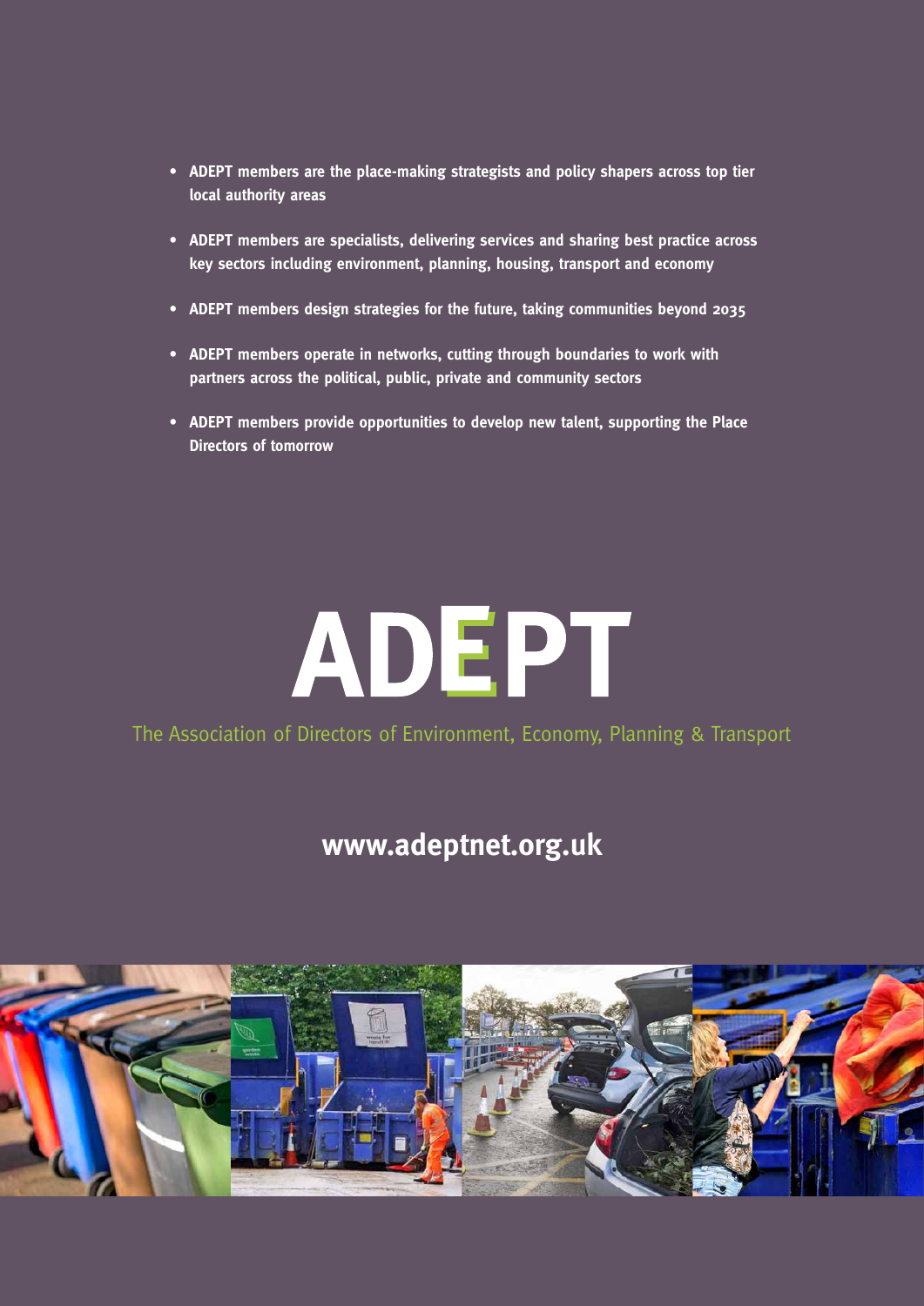- ADEPT members are the place-making strategists and policy shapers across top tier local authority areas
- ADEPT members are specialists, delivering services and sharing best practice across key sectors including environment, planning, housing, transport and economy
- ADEPT members design strategies for the future, taking communities beyond 2035
- ADEPT members operate in networks, cutting through boundaries to work with partners across the political, public, private and community sectors
- ADEPT members provide opportunities to develop new talent, supporting the Place Directors of tomorrow

# ADEPT

The Association of Directors of Environment, Economy, Planning & Transport

**www.adeptnet.org.uk**